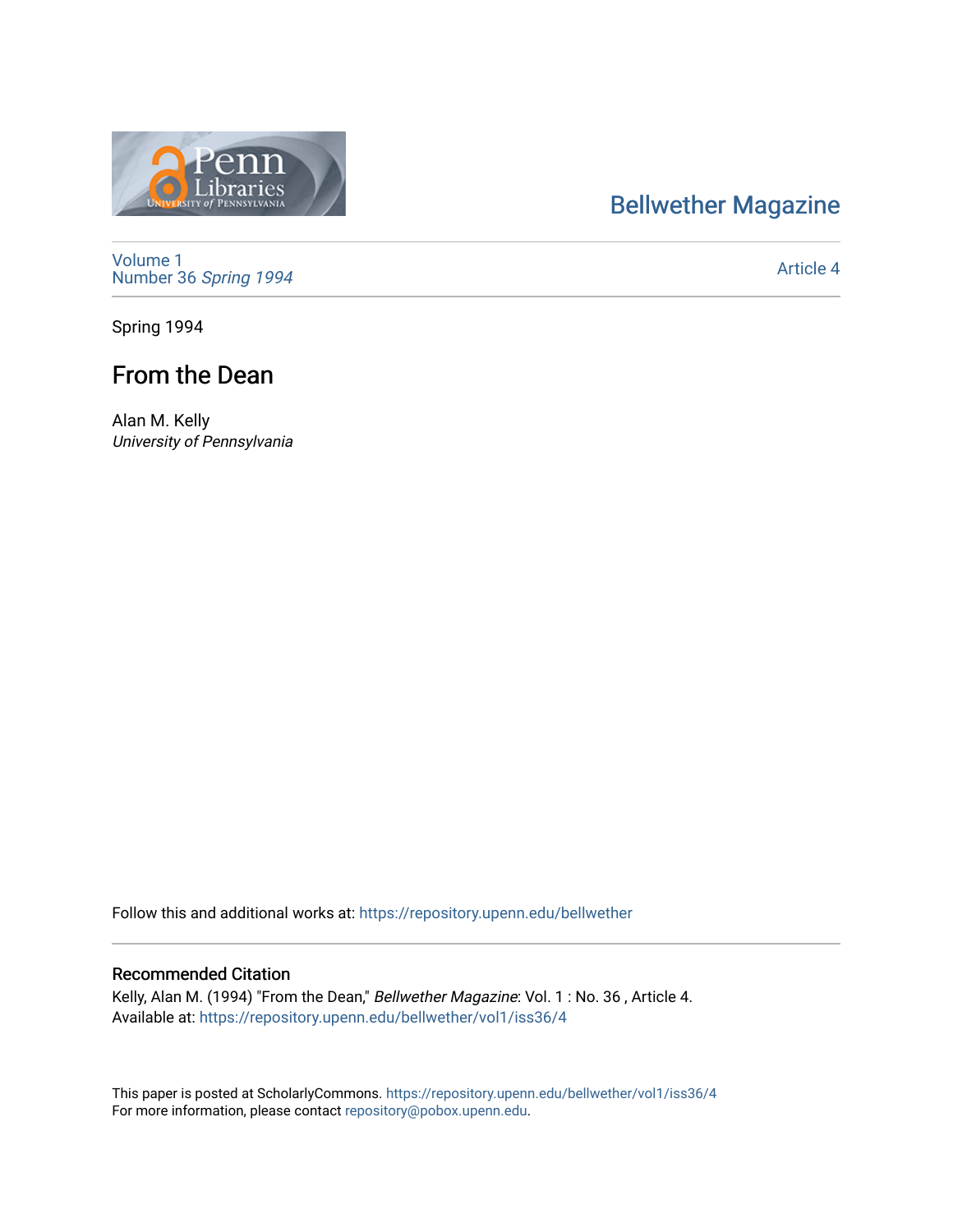Bellwether Magazine

Volume 1
Number 36 *Spring 1994*

Article 4

Spring 1994

# From the Dean

Alan M. Kelly
*University of Pennsylvania*

Follow this and additional works at: https://repository.upenn.edu/bellwether

## Recommended Citation

Kelly, Alan M. (1994) "From the Dean," *Bellwether Magazine*: Vol. 1 : No. 36 , Article 4.
Available at: https://repository.upenn.edu/bellwether/vol1/iss36/4

This paper is posted at ScholarlyCommons. https://repository.upenn.edu/bellwether/vol1/iss36/4
For more information, please contact repository@pobox.upenn.edu.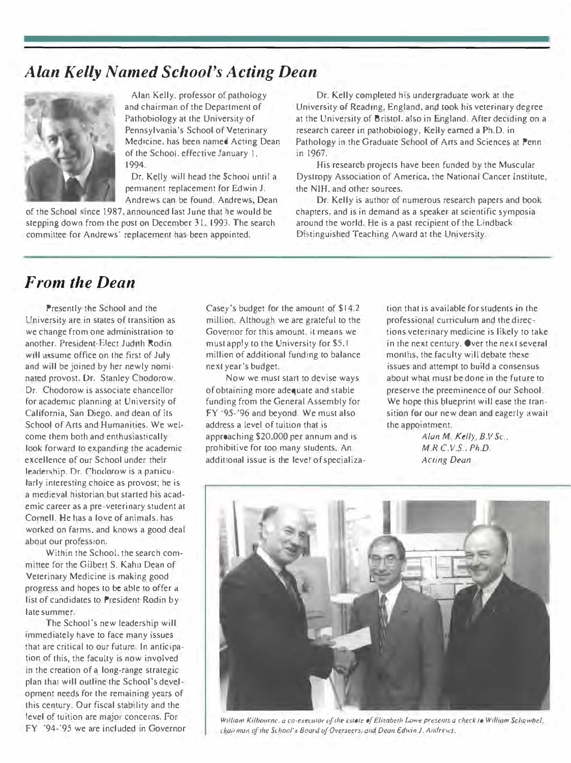## *Alan Kelly Named School's Acting Dean*

Alan Kelly, professor of pathology and chairman of the Department of Pathobiology at the University of Pennsylvania's School of Veterinary Medicine, has been named Acting Dean of the School, effective January 1, 1994.

Dr. Kelly will head the School until a permanent replacement for Edwin J. Andrews can be found. Andrews, Dean of the School since 1987, announced last June that he would be stepping down from the post on December 31, 1993. The search committee for Andrews' replacement has been appointed.

Dr. Kelly completed his undergraduate work at the University of Reading, England, and took his veterinary degree at the University of Bristol, also in England. After deciding on a research career in pathobiology, Kelly earned a Ph.D. in Pathology in the Graduate School of Arts and Sciences at Penn in 1967.

His research projects have been funded by the Muscular Dystropy Association of America, the National Cancer Institute, the NIH, and other sources.

Dr. Kelly is author of numerous research papers and book chapters, and is in demand as a speaker at scientific symposia around the world. He is a past recipient of the Lindback Distinguished Teaching Award at the University.

## *From the Dean*

Presently the School and the University are in states of transition as we change from one administration to another. President-Elect Judith Rodin will assume office on the first of July and will be joined by her newly nominated provost, Dr. Stanley Chodorow. Dr. Chodorow is associate chancellor for academic planning at University of California, San Diego, and dean of its School of Arts and Humanities. We welcome them both and enthusiastically look forward to expanding the academic excellence of our School under their leadership. Dr. Chodorow is a particularly interesting choice as provost; he is a medieval historian but started his academic career as a pre-veterinary student at Cornell. He has a love of animals, has worked on farms, and knows a good deal about our profession.

Within the School, the search committee for the Gilbert S. Kahn Dean of Veterinary Medicine is making good progress and hopes to be able to offer a list of candidates to President Rodin by late summer.

The School's new leadership will immediately have to face many issues that are critical to our future. In anticipation of this, the faculty is now involved in the creation of a long-range strategic plan that will outline the School's development needs for the remaining years of this century. Our fiscal stability and the level of tuition are major concerns. For FY '94-'95 we are included in Governor Casey's budget for the amount of $14.2 million. Although we are grateful to the Governor for this amount, it means we must apply to the University for $5.1 million of additional funding to balance next year's budget.

Now we must start to devise ways of obtaining more adequate and stable funding from the General Assembly for FY '95-'96 and beyond. We must also address a level of tuition that is approaching $20,000 per annum and is prohibitive for too many students. An additional issue is the level of specialization that is available for students in the professional curriculum and the directions veterinary medicine is likely to take in the next century. Over the next several months, the faculty will debate these issues and attempt to build a consensus about what must be done in the future to preserve the preeminence of our School. We hope this blueprint will ease the transition for our new dean and eagerly await the appointment.

*Alan M. Kelly, B.V.Sc., M.R.C.V.S., Ph.D.*
*Acting Dean*

*William Kilbourne, a co-executor of the estate of Elizabeth Lowe presents a check to William Schawbel, chairman of the School's Board of Overseers, and Dean Edwin J. Andrews.*